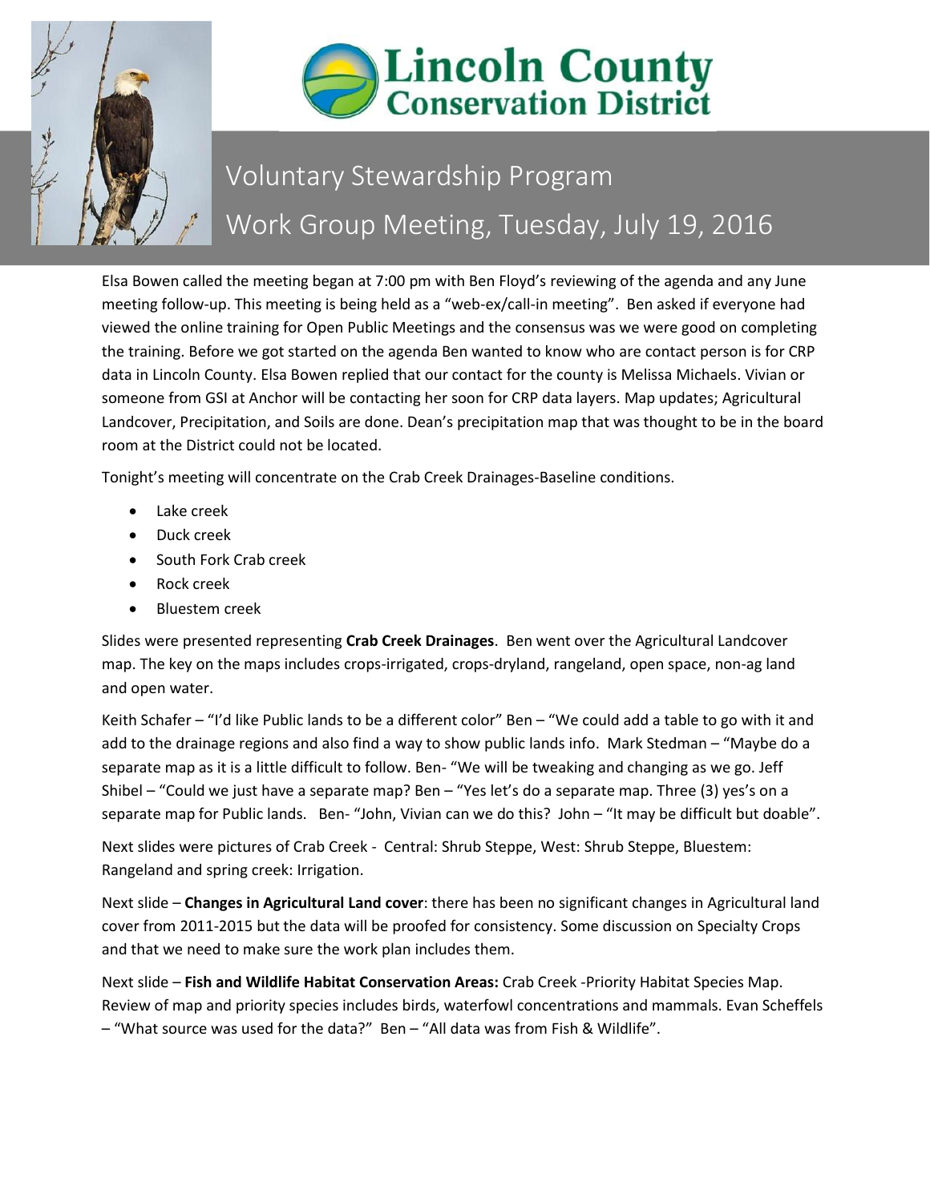# Lincoln County Conservation District

## Voluntary Stewardship Program

## Work Group Meeting, Tuesday, July 19, 2016

Elsa Bowen called the meeting began at 7:00 pm with Ben Floyd's reviewing of the agenda and any June meeting follow-up. This meeting is being held as a "web-ex/call-in meeting". Ben asked if everyone had viewed the online training for Open Public Meetings and the consensus was we were good on completing the training. Before we got started on the agenda Ben wanted to know who are contact person is for CRP data in Lincoln County. Elsa Bowen replied that our contact for the county is Melissa Michaels. Vivian or someone from GSI at Anchor will be contacting her soon for CRP data layers. Map updates; Agricultural Landcover, Precipitation, and Soils are done. Dean's precipitation map that was thought to be in the board room at the District could not be located.

Tonight's meeting will concentrate on the Crab Creek Drainages-Baseline conditions.

- Lake creek
- Duck creek
- South Fork Crab creek
- Rock creek
- Bluestem creek

Slides were presented representing **Crab Creek Drainages**. Ben went over the Agricultural Landcover map. The key on the maps includes crops-irrigated, crops-dryland, rangeland, open space, non-ag land and open water.

Keith Schafer – "I'd like Public lands to be a different color" Ben – "We could add a table to go with it and add to the drainage regions and also find a way to show public lands info. Mark Stedman – "Maybe do a separate map as it is a little difficult to follow. Ben- "We will be tweaking and changing as we go. Jeff Shibel – "Could we just have a separate map? Ben – "Yes let's do a separate map. Three (3) yes's on a separate map for Public lands. Ben- "John, Vivian can we do this? John – "It may be difficult but doable".

Next slides were pictures of Crab Creek - Central: Shrub Steppe, West: Shrub Steppe, Bluestem: Rangeland and spring creek: Irrigation.

Next slide – **Changes in Agricultural Land cover**: there has been no significant changes in Agricultural land cover from 2011-2015 but the data will be proofed for consistency. Some discussion on Specialty Crops and that we need to make sure the work plan includes them.

Next slide – **Fish and Wildlife Habitat Conservation Areas:** Crab Creek -Priority Habitat Species Map. Review of map and priority species includes birds, waterfowl concentrations and mammals. Evan Scheffels – "What source was used for the data?" Ben – "All data was from Fish & Wildlife".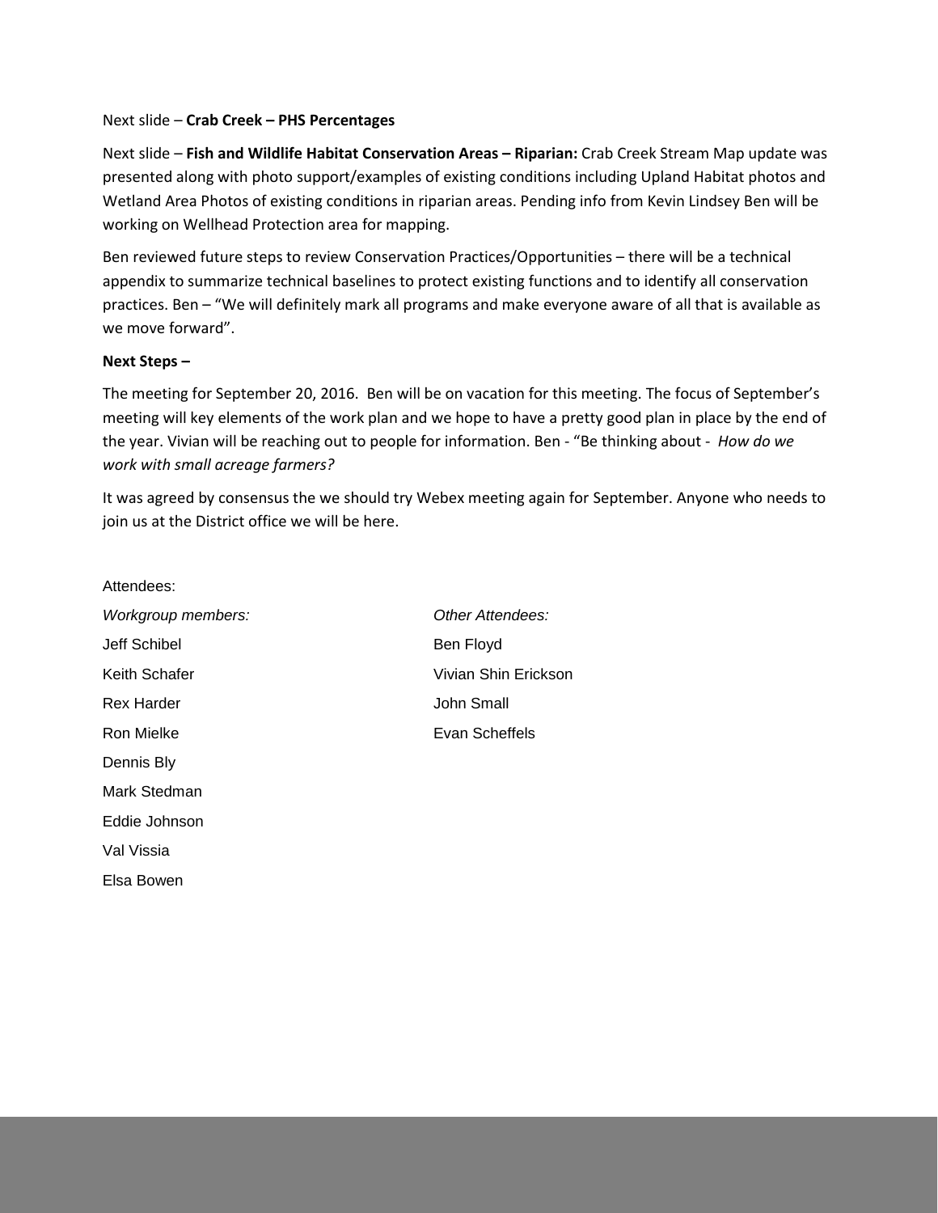Next slide – **Crab Creek – PHS Percentages**

Next slide – **Fish and Wildlife Habitat Conservation Areas – Riparian:** Crab Creek Stream Map update was presented along with photo support/examples of existing conditions including Upland Habitat photos and Wetland Area Photos of existing conditions in riparian areas. Pending info from Kevin Lindsey Ben will be working on Wellhead Protection area for mapping.

Ben reviewed future steps to review Conservation Practices/Opportunities – there will be a technical appendix to summarize technical baselines to protect existing functions and to identify all conservation practices. Ben – "We will definitely mark all programs and make everyone aware of all that is available as we move forward".

**Next Steps –**

The meeting for September 20, 2016. Ben will be on vacation for this meeting. The focus of September's meeting will key elements of the work plan and we hope to have a pretty good plan in place by the end of the year. Vivian will be reaching out to people for information. Ben - "Be thinking about - *How do we work with small acreage farmers?*

It was agreed by consensus the we should try Webex meeting again for September. Anyone who needs to join us at the District office we will be here.

Attendees:

*Workgroup members:*

Jeff Schibel

Keith Schafer

Rex Harder

Ron Mielke

Dennis Bly

Mark Stedman

Eddie Johnson

Val Vissia

Elsa Bowen

*Other Attendees:*

Ben Floyd

Vivian Shin Erickson

John Small

Evan Scheffels